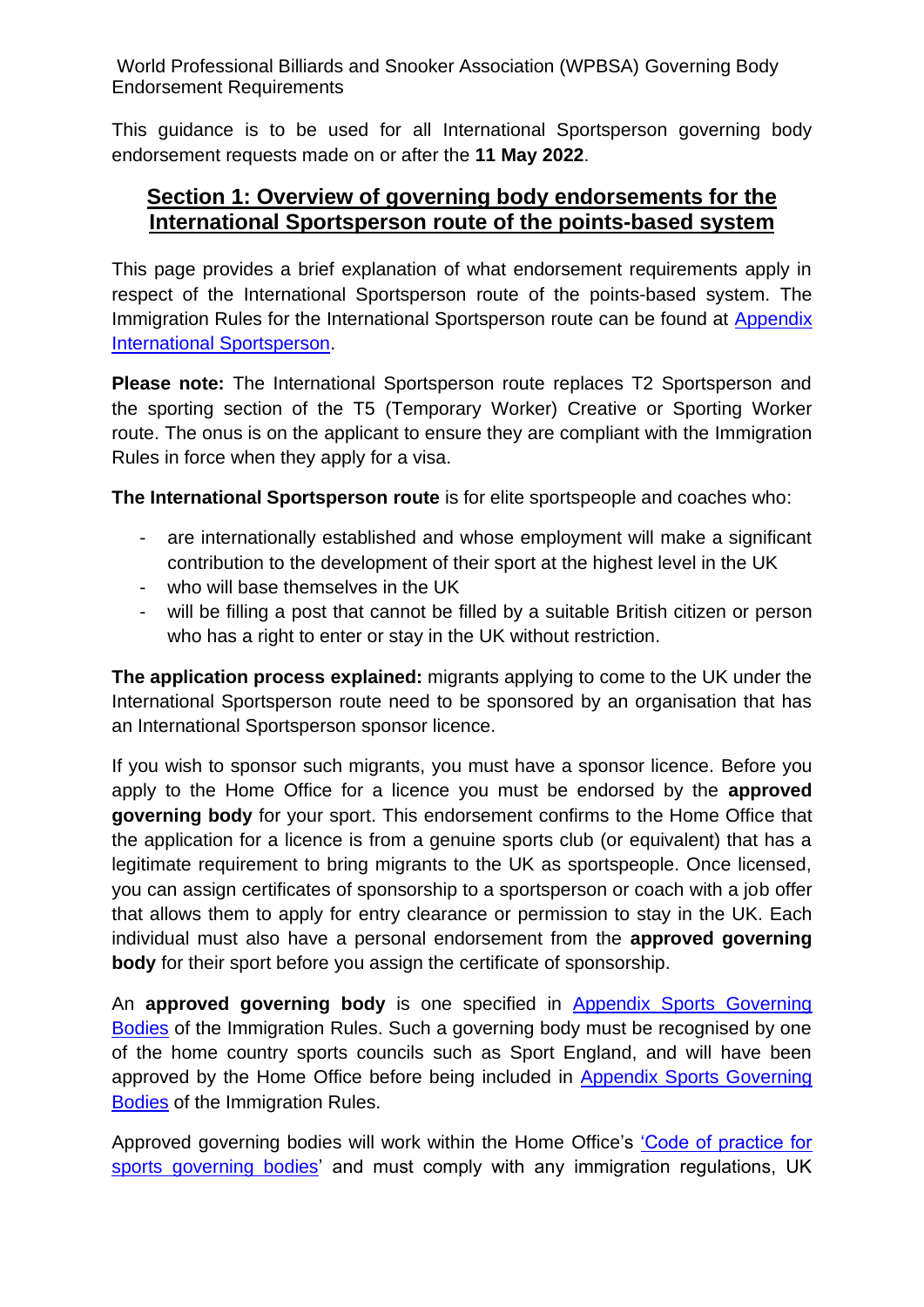World Professional Billiards and Snooker Association (WPBSA) Governing Body Endorsement Requirements

This guidance is to be used for all International Sportsperson governing body endorsement requests made on or after the **11 May 2022**.

## Section 1: Overview of governing body endorsements for the International Sportsperson route of the points-based system

This page provides a brief explanation of what endorsement requirements apply in respect of the International Sportsperson route of the points-based system. The Immigration Rules for the International Sportsperson route can be found at [Appendix International Sportsperson](Appendix International Sportsperson).

**Please note:** The International Sportsperson route replaces T2 Sportsperson and the sporting section of the T5 (Temporary Worker) Creative or Sporting Worker route. The onus is on the applicant to ensure they are compliant with the Immigration Rules in force when they apply for a visa.

**The International Sportsperson route** is for elite sportspeople and coaches who:

- are internationally established and whose employment will make a significant contribution to the development of their sport at the highest level in the UK
- who will base themselves in the UK
- will be filling a post that cannot be filled by a suitable British citizen or person who has a right to enter or stay in the UK without restriction.

**The application process explained:** migrants applying to come to the UK under the International Sportsperson route need to be sponsored by an organisation that has an International Sportsperson sponsor licence.

If you wish to sponsor such migrants, you must have a sponsor licence. Before you apply to the Home Office for a licence you must be endorsed by the **approved governing body** for your sport. This endorsement confirms to the Home Office that the application for a licence is from a genuine sports club (or equivalent) that has a legitimate requirement to bring migrants to the UK as sportspeople. Once licensed, you can assign certificates of sponsorship to a sportsperson or coach with a job offer that allows them to apply for entry clearance or permission to stay in the UK. Each individual must also have a personal endorsement from the **approved governing body** for their sport before you assign the certificate of sponsorship.

An **approved governing body** is one specified in Appendix Sports Governing Bodies of the Immigration Rules. Such a governing body must be recognised by one of the home country sports councils such as Sport England, and will have been approved by the Home Office before being included in Appendix Sports Governing Bodies of the Immigration Rules.

Approved governing bodies will work within the Home Office's 'Code of practice for sports governing bodies' and must comply with any immigration regulations, UK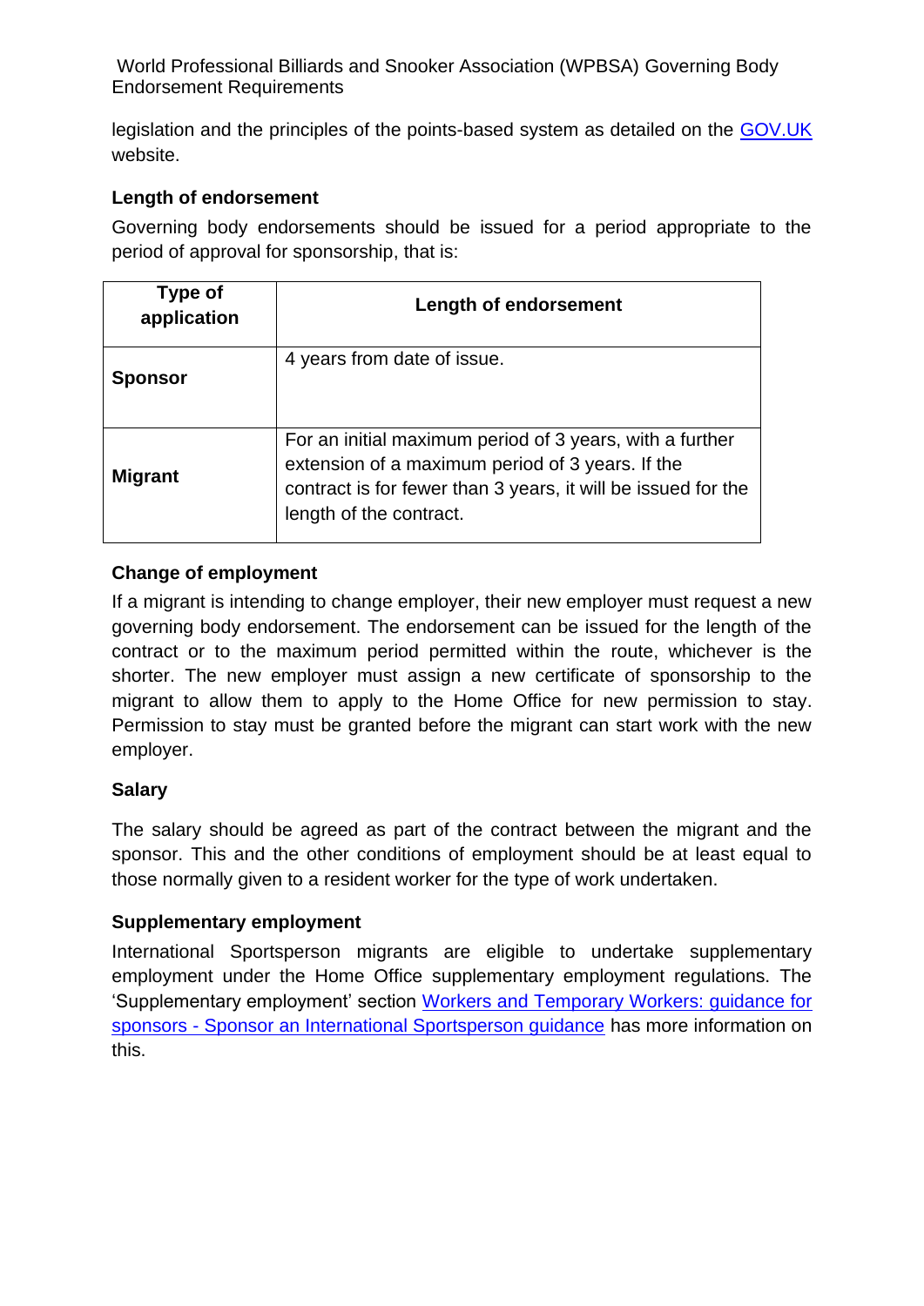legislation and the principles of the points-based system as detailed on the [GOV.UK](GOV.UK) website.

### Length of endorsement

Governing body endorsements should be issued for a period appropriate to the period of approval for sponsorship, that is:

| Type of application | Length of endorsement |
|---|---|
| **Sponsor** | 4 years from date of issue. |
| **Migrant** | For an initial maximum period of 3 years, with a further extension of a maximum period of 3 years. If the contract is for fewer than 3 years, it will be issued for the length of the contract. |

### Change of employment

If a migrant is intending to change employer, their new employer must request a new governing body endorsement. The endorsement can be issued for the length of the contract or to the maximum period permitted within the route, whichever is the shorter. The new employer must assign a new certificate of sponsorship to the migrant to allow them to apply to the Home Office for new permission to stay. Permission to stay must be granted before the migrant can start work with the new employer.

### Salary

The salary should be agreed as part of the contract between the migrant and the sponsor. This and the other conditions of employment should be at least equal to those normally given to a resident worker for the type of work undertaken.

### Supplementary employment

International Sportsperson migrants are eligible to undertake supplementary employment under the Home Office supplementary employment regulations. The 'Supplementary employment' section Workers and Temporary Workers: guidance for sponsors - Sponsor an International Sportsperson guidance has more information on this.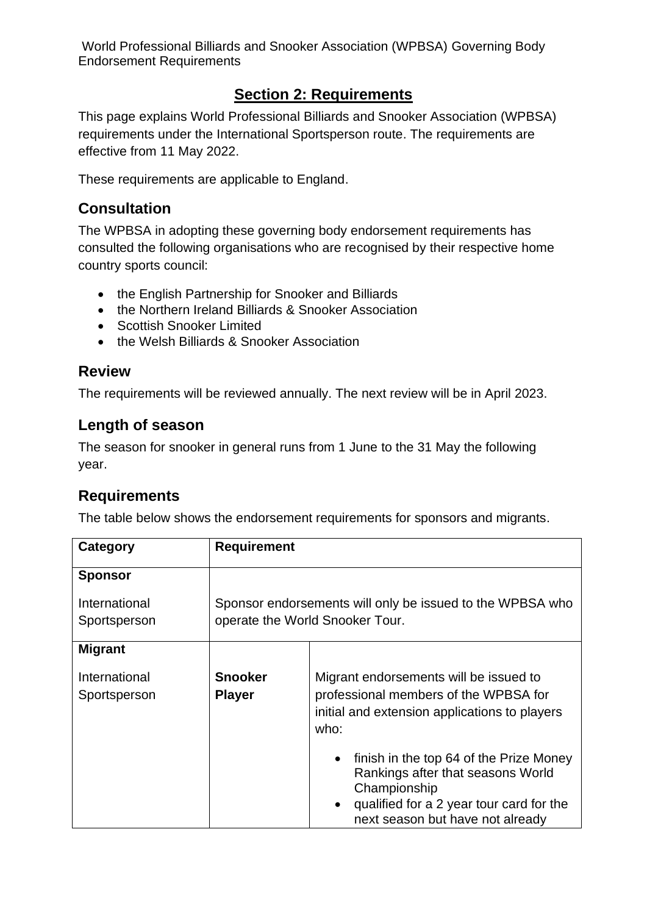## Section 2: Requirements

This page explains World Professional Billiards and Snooker Association (WPBSA) requirements under the International Sportsperson route. The requirements are effective from 11 May 2022.

These requirements are applicable to England.

## Consultation

The WPBSA in adopting these governing body endorsement requirements has consulted the following organisations who are recognised by their respective home country sports council:

- the English Partnership for Snooker and Billiards
- the Northern Ireland Billiards & Snooker Association
- Scottish Snooker Limited
- the Welsh Billiards & Snooker Association

## Review

The requirements will be reviewed annually. The next review will be in April 2023.

## Length of season

The season for snooker in general runs from 1 June to the 31 May the following year.

## Requirements

The table below shows the endorsement requirements for sponsors and migrants.

| Category | Requirement | |
|---|---|---|
| **Sponsor**<br><br>International Sportsperson | Sponsor endorsements will only be issued to the WPBSA who operate the World Snooker Tour. | |
| **Migrant**<br><br>International Sportsperson | **Snooker Player** | Migrant endorsements will be issued to professional members of the WPBSA for initial and extension applications to players who:<br><br>• finish in the top 64 of the Prize Money Rankings after that seasons World Championship<br>• qualified for a 2 year tour card for the next season but have not already |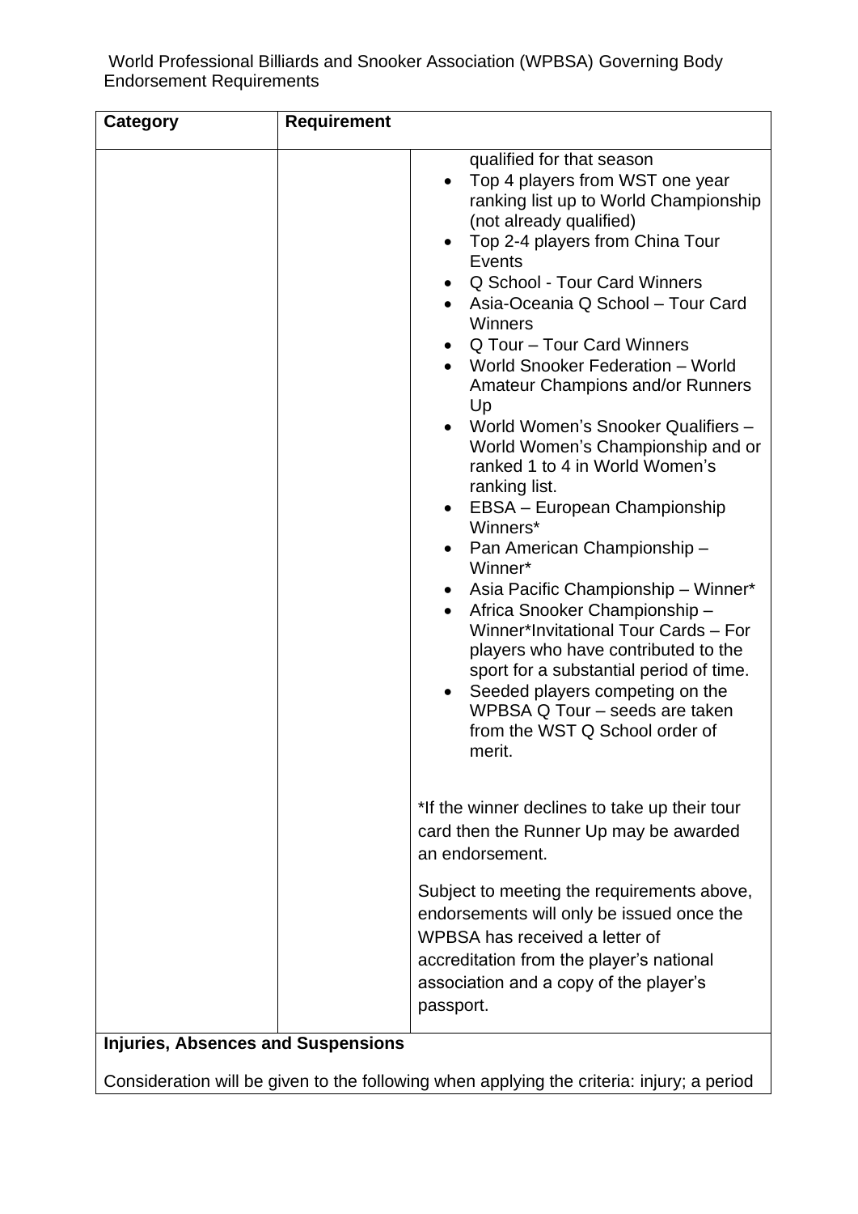World Professional Billiards and Snooker Association (WPBSA) Governing Body Endorsement Requirements

| Category | Requirement | |
|---|---|---|
| | | qualified for that season<br>• Top 4 players from WST one year ranking list up to World Championship (not already qualified)<br>• Top 2-4 players from China Tour Events<br>• Q School - Tour Card Winners<br>• Asia-Oceania Q School – Tour Card Winners<br>• Q Tour – Tour Card Winners<br>• World Snooker Federation – World Amateur Champions and/or Runners Up<br>• World Women's Snooker Qualifiers – World Women's Championship and or ranked 1 to 4 in World Women's ranking list.<br>• EBSA – European Championship Winners*<br>• Pan American Championship – Winner*<br>• Asia Pacific Championship – Winner*<br>• Africa Snooker Championship – Winner*Invitational Tour Cards – For players who have contributed to the sport for a substantial period of time.<br>• Seeded players competing on the WPBSA Q Tour – seeds are taken from the WST Q School order of merit.<br><br>*If the winner declines to take up their tour card then the Runner Up may be awarded an endorsement.<br><br>Subject to meeting the requirements above, endorsements will only be issued once the WPBSA has received a letter of accreditation from the player's national association and a copy of the player's passport. |

**Injuries, Absences and Suspensions**

Consideration will be given to the following when applying the criteria: injury; a period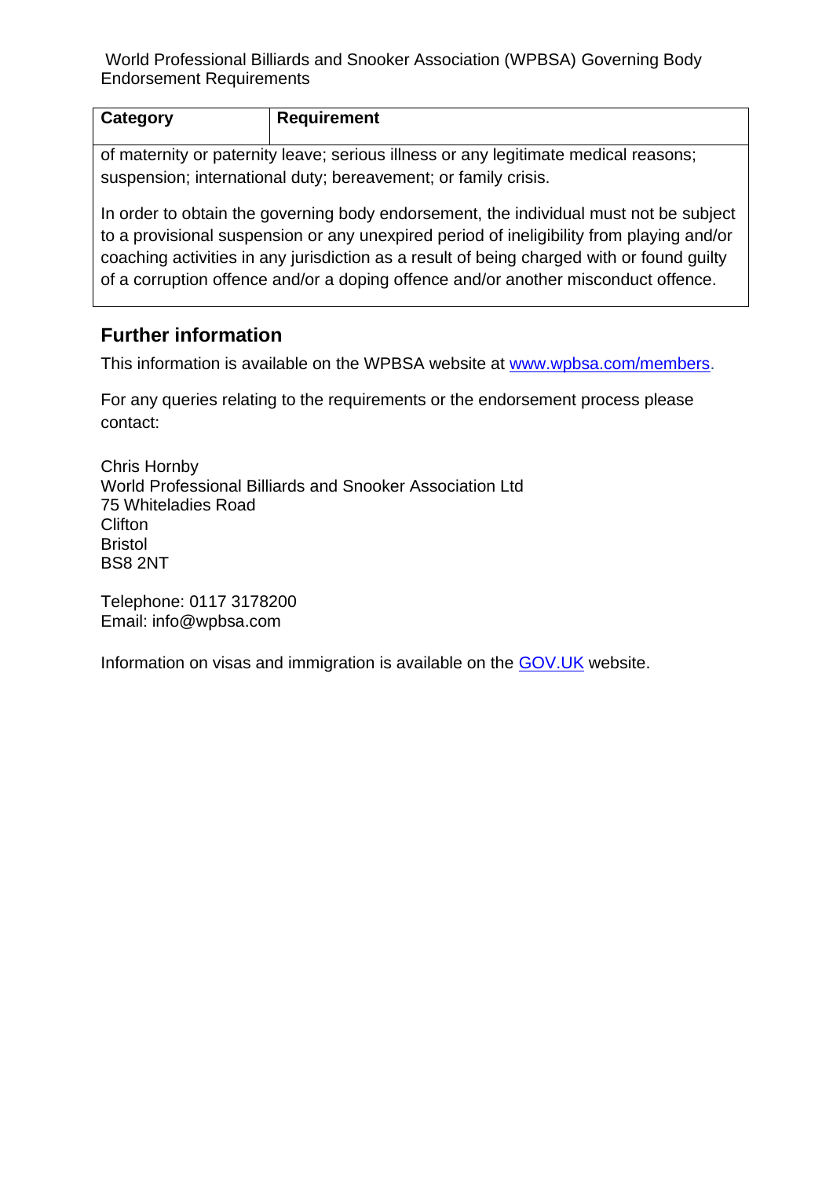| Category | Requirement |
| --- | --- |
| of maternity or paternity leave; serious illness or any legitimate medical reasons; suspension; international duty; bereavement; or family crisis.<br><br>In order to obtain the governing body endorsement, the individual must not be subject to a provisional suspension or any unexpired period of ineligibility from playing and/or coaching activities in any jurisdiction as a result of being charged with or found guilty of a corruption offence and/or a doping offence and/or another misconduct offence. | |

## Further information

This information is available on the WPBSA website at [www.wpbsa.com/members](http://www.wpbsa.com/members).

For any queries relating to the requirements or the endorsement process please contact:

Chris Hornby
World Professional Billiards and Snooker Association Ltd
75 Whiteladies Road
Clifton
Bristol
BS8 2NT

Telephone: 0117 3178200
Email: info@wpbsa.com

Information on visas and immigration is available on the GOV.UK website.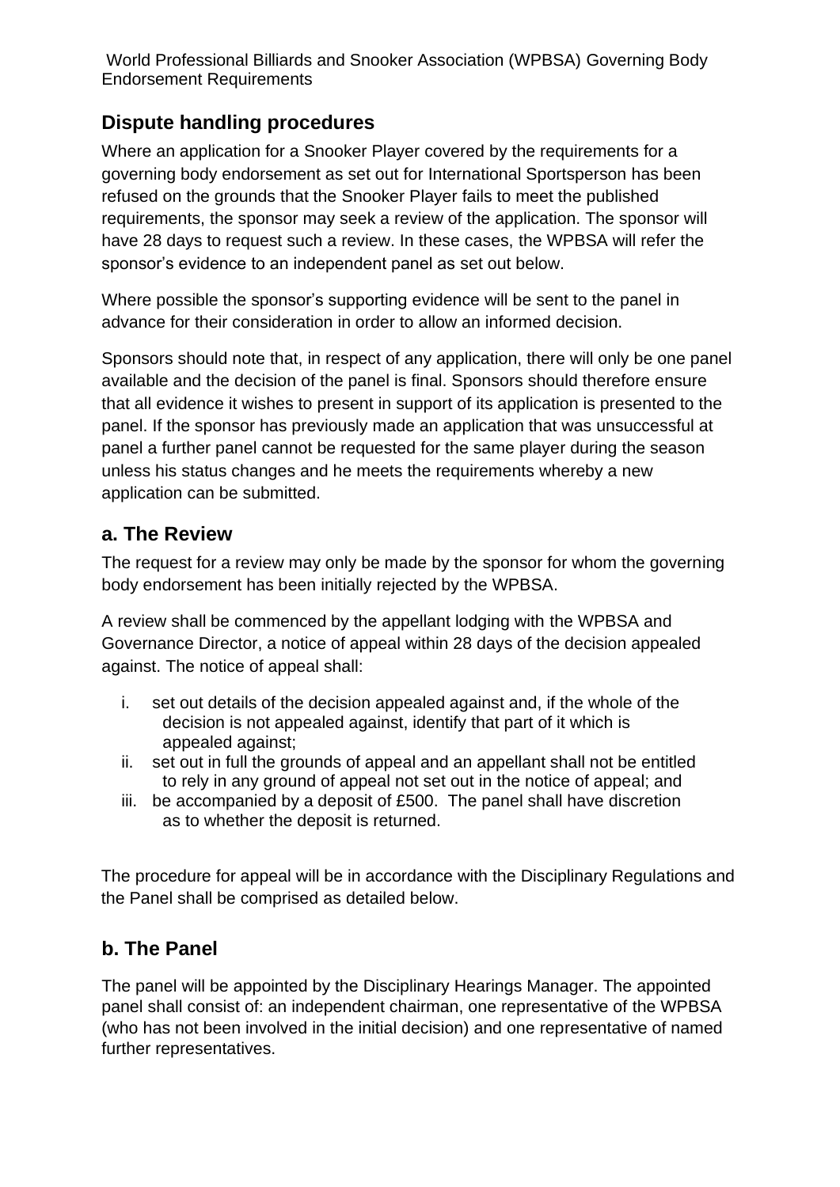## Dispute handling procedures

Where an application for a Snooker Player covered by the requirements for a governing body endorsement as set out for International Sportsperson has been refused on the grounds that the Snooker Player fails to meet the published requirements, the sponsor may seek a review of the application. The sponsor will have 28 days to request such a review. In these cases, the WPBSA will refer the sponsor's evidence to an independent panel as set out below.

Where possible the sponsor's supporting evidence will be sent to the panel in advance for their consideration in order to allow an informed decision.

Sponsors should note that, in respect of any application, there will only be one panel available and the decision of the panel is final. Sponsors should therefore ensure that all evidence it wishes to present in support of its application is presented to the panel. If the sponsor has previously made an application that was unsuccessful at panel a further panel cannot be requested for the same player during the season unless his status changes and he meets the requirements whereby a new application can be submitted.

## a. The Review

The request for a review may only be made by the sponsor for whom the governing body endorsement has been initially rejected by the WPBSA.

A review shall be commenced by the appellant lodging with the WPBSA and Governance Director, a notice of appeal within 28 days of the decision appealed against. The notice of appeal shall:

i. set out details of the decision appealed against and, if the whole of the decision is not appealed against, identify that part of it which is appealed against;
ii. set out in full the grounds of appeal and an appellant shall not be entitled to rely in any ground of appeal not set out in the notice of appeal; and
iii. be accompanied by a deposit of £500. The panel shall have discretion as to whether the deposit is returned.

The procedure for appeal will be in accordance with the Disciplinary Regulations and the Panel shall be comprised as detailed below.

## b. The Panel

The panel will be appointed by the Disciplinary Hearings Manager. The appointed panel shall consist of: an independent chairman, one representative of the WPBSA (who has not been involved in the initial decision) and one representative of named further representatives.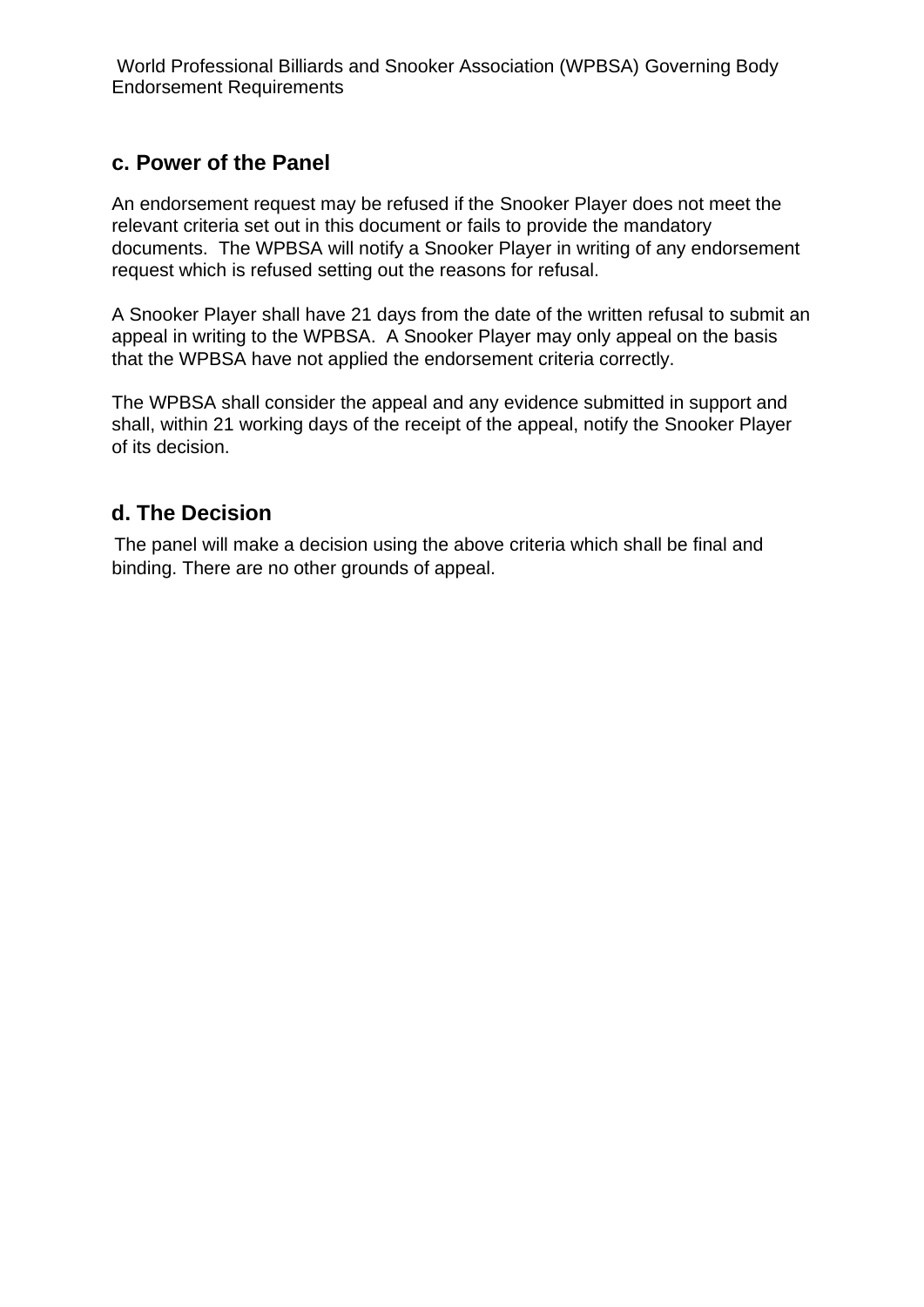## c. Power of the Panel

An endorsement request may be refused if the Snooker Player does not meet the relevant criteria set out in this document or fails to provide the mandatory documents. The WPBSA will notify a Snooker Player in writing of any endorsement request which is refused setting out the reasons for refusal.

A Snooker Player shall have 21 days from the date of the written refusal to submit an appeal in writing to the WPBSA. A Snooker Player may only appeal on the basis that the WPBSA have not applied the endorsement criteria correctly.

The WPBSA shall consider the appeal and any evidence submitted in support and shall, within 21 working days of the receipt of the appeal, notify the Snooker Player of its decision.

## d. The Decision

The panel will make a decision using the above criteria which shall be final and binding. There are no other grounds of appeal.